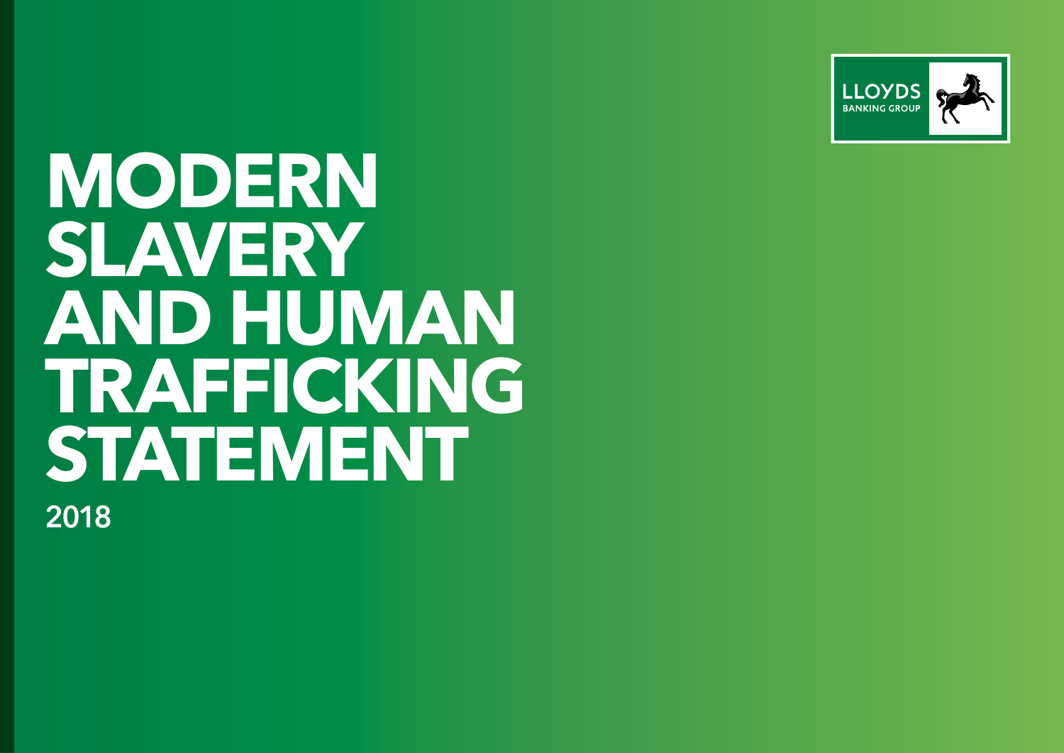LLOYDS BANKING GROUP

# MODERN SLAVERY AND HUMAN TRAFFICKING STATEMENT

2018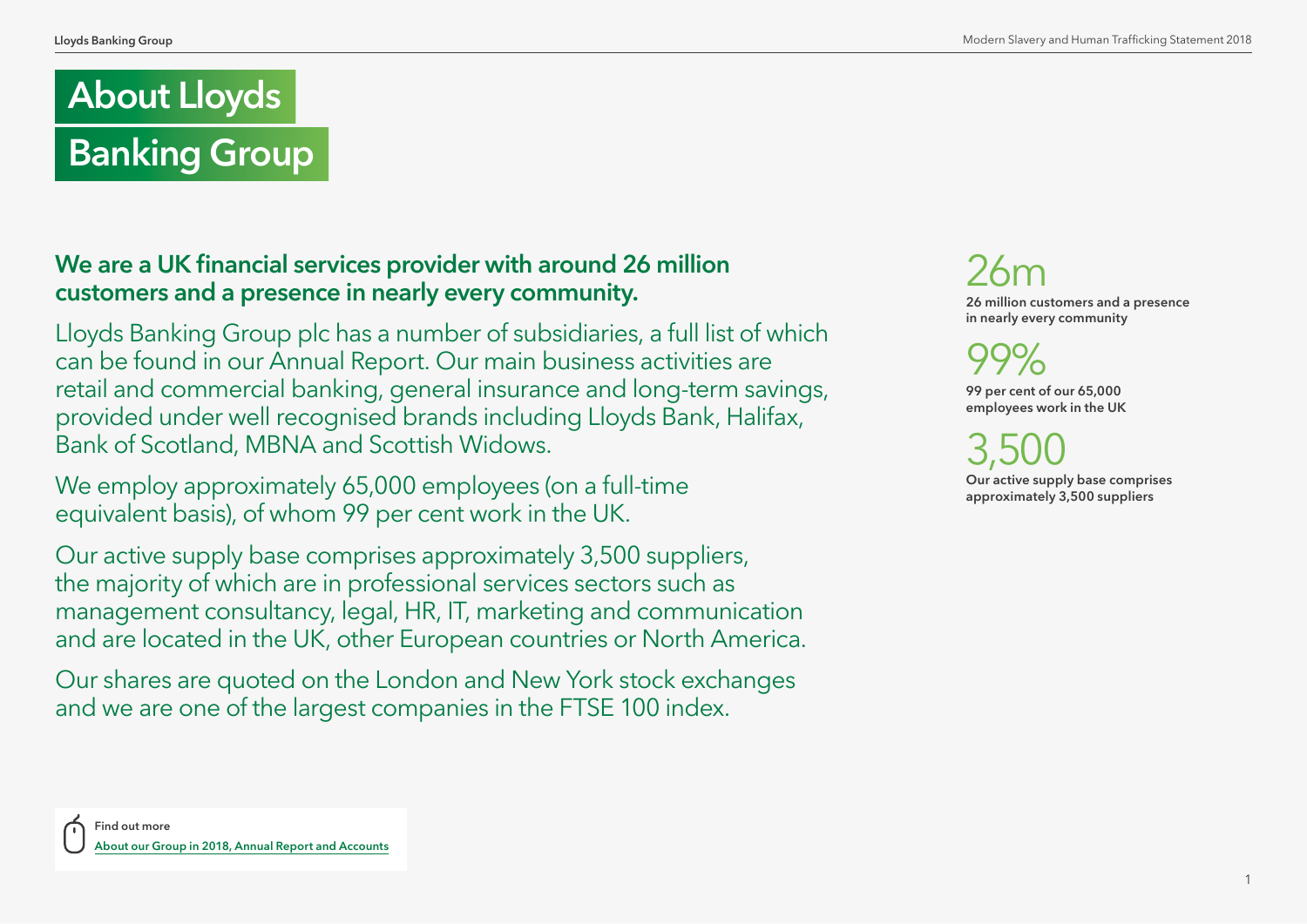# About Lloyds Banking Group

**We are a UK financial services provider with around 26 million customers and a presence in nearly every community.**

Lloyds Banking Group plc has a number of subsidiaries, a full list of which can be found in our Annual Report. Our main business activities are retail and commercial banking, general insurance and long-term savings, provided under well recognised brands including Lloyds Bank, Halifax, Bank of Scotland, MBNA and Scottish Widows.

We employ approximately 65,000 employees (on a full-time equivalent basis), of whom 99 per cent work in the UK.

Our active supply base comprises approximately 3,500 suppliers, the majority of which are in professional services sectors such as management consultancy, legal, HR, IT, marketing and communication and are located in the UK, other European countries or North America.

Our shares are quoted on the London and New York stock exchanges and we are one of the largest companies in the FTSE 100 index.

26m

**26 million customers and a presence in nearly every community**

99%

**99 per cent of our 65,000 employees work in the UK**

3,500

**Our active supply base comprises approximately 3,500 suppliers**

**Find out more**

[About our Group in 2018, Annual Report and Accounts]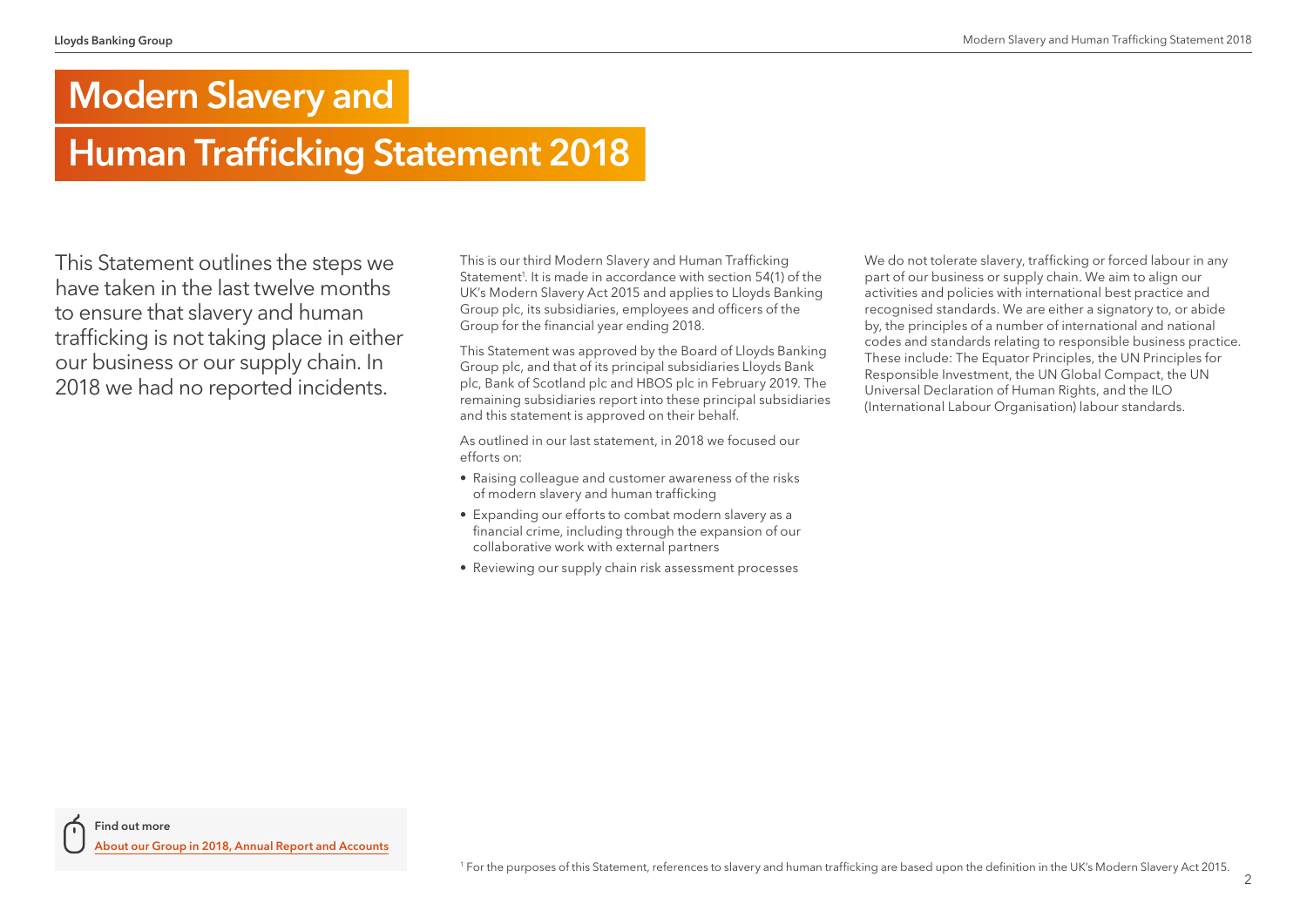# Modern Slavery and Human Trafficking Statement 2018

This Statement outlines the steps we have taken in the last twelve months to ensure that slavery and human trafficking is not taking place in either our business or our supply chain. In 2018 we had no reported incidents.

This is our third Modern Slavery and Human Trafficking Statement[1]. It is made in accordance with section 54(1) of the UK's Modern Slavery Act 2015 and applies to Lloyds Banking Group plc, its subsidiaries, employees and officers of the Group for the financial year ending 2018.

This Statement was approved by the Board of Lloyds Banking Group plc, and that of its principal subsidiaries Lloyds Bank plc, Bank of Scotland plc and HBOS plc in February 2019. The remaining subsidiaries report into these principal subsidiaries and this statement is approved on their behalf.

As outlined in our last statement, in 2018 we focused our efforts on:

- Raising colleague and customer awareness of the risks of modern slavery and human trafficking
- Expanding our efforts to combat modern slavery as a financial crime, including through the expansion of our collaborative work with external partners
- Reviewing our supply chain risk assessment processes

We do not tolerate slavery, trafficking or forced labour in any part of our business or supply chain. We aim to align our activities and policies with international best practice and recognised standards. We are either a signatory to, or abide by, the principles of a number of international and national codes and standards relating to responsible business practice. These include: The Equator Principles, the UN Principles for Responsible Investment, the UN Global Compact, the UN Universal Declaration of Human Rights, and the ILO (International Labour Organisation) labour standards.

**Find out more**

About our Group in 2018, Annual Report and Accounts

[1] For the purposes of this Statement, references to slavery and human trafficking are based upon the definition in the UK's Modern Slavery Act 2015.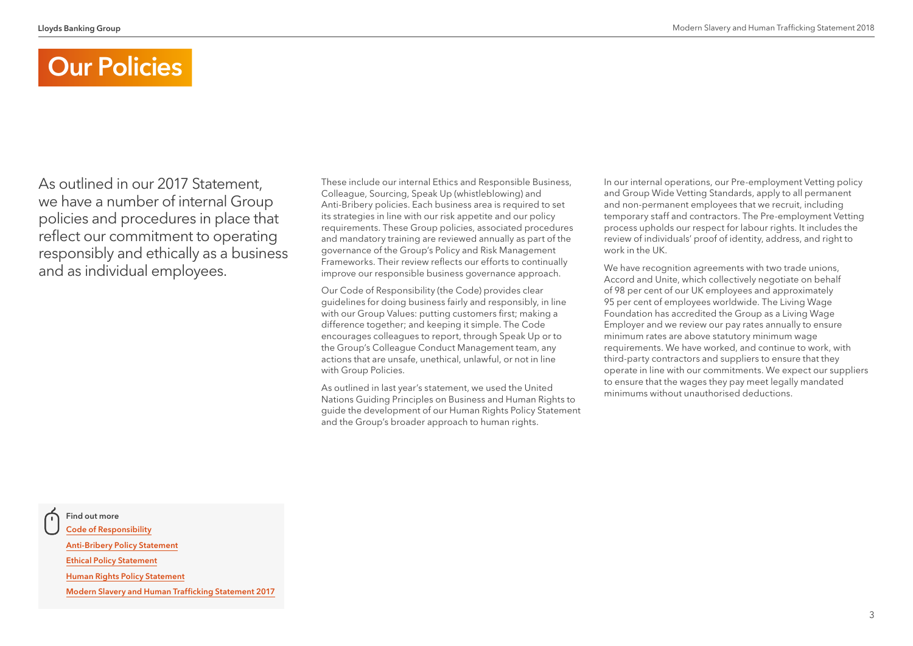# Our Policies

As outlined in our 2017 Statement, we have a number of internal Group policies and procedures in place that reflect our commitment to operating responsibly and ethically as a business and as individual employees.

These include our internal Ethics and Responsible Business, Colleague, Sourcing, Speak Up (whistleblowing) and Anti-Bribery policies. Each business area is required to set its strategies in line with our risk appetite and our policy requirements. These Group policies, associated procedures and mandatory training are reviewed annually as part of the governance of the Group's Policy and Risk Management Frameworks. Their review reflects our efforts to continually improve our responsible business governance approach.

Our Code of Responsibility (the Code) provides clear guidelines for doing business fairly and responsibly, in line with our Group Values: putting customers first; making a difference together; and keeping it simple. The Code encourages colleagues to report, through Speak Up or to the Group's Colleague Conduct Management team, any actions that are unsafe, unethical, unlawful, or not in line with Group Policies.

As outlined in last year's statement, we used the United Nations Guiding Principles on Business and Human Rights to guide the development of our Human Rights Policy Statement and the Group's broader approach to human rights.

In our internal operations, our Pre-employment Vetting policy and Group Wide Vetting Standards, apply to all permanent and non-permanent employees that we recruit, including temporary staff and contractors. The Pre-employment Vetting process upholds our respect for labour rights. It includes the review of individuals' proof of identity, address, and right to work in the UK.

We have recognition agreements with two trade unions, Accord and Unite, which collectively negotiate on behalf of 98 per cent of our UK employees and approximately 95 per cent of employees worldwide. The Living Wage Foundation has accredited the Group as a Living Wage Employer and we review our pay rates annually to ensure minimum rates are above statutory minimum wage requirements. We have worked, and continue to work, with third-party contractors and suppliers to ensure that they operate in line with our commitments. We expect our suppliers to ensure that the wages they pay meet legally mandated minimums without unauthorised deductions.

**Find out more**

- Code of Responsibility
- Anti-Bribery Policy Statement
- Ethical Policy Statement
- Human Rights Policy Statement
- Modern Slavery and Human Trafficking Statement 2017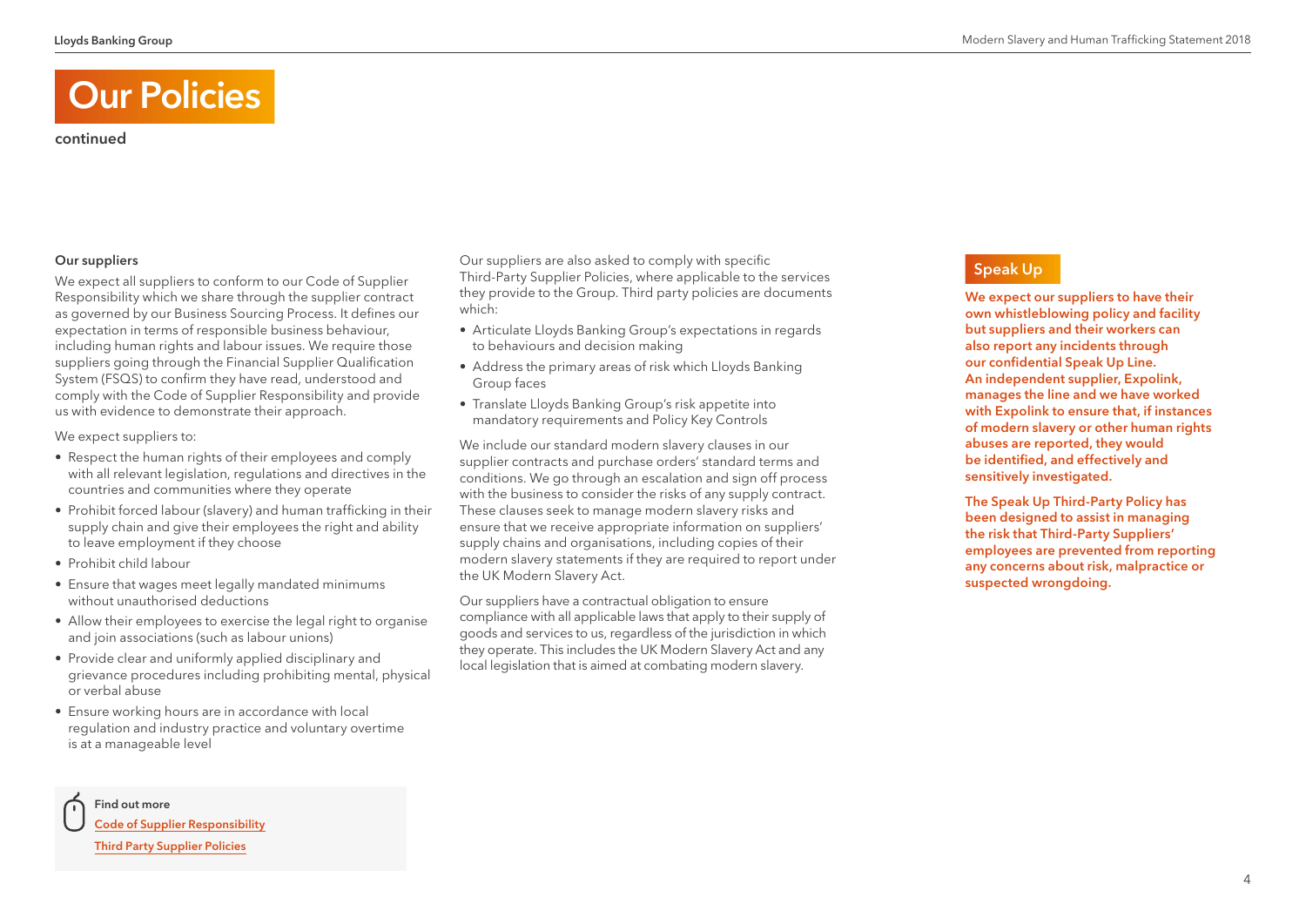# Our Policies

continued

### Our suppliers

We expect all suppliers to conform to our Code of Supplier Responsibility which we share through the supplier contract as governed by our Business Sourcing Process. It defines our expectation in terms of responsible business behaviour, including human rights and labour issues. We require those suppliers going through the Financial Supplier Qualification System (FSQS) to confirm they have read, understood and comply with the Code of Supplier Responsibility and provide us with evidence to demonstrate their approach.

We expect suppliers to:

- Respect the human rights of their employees and comply with all relevant legislation, regulations and directives in the countries and communities where they operate
- Prohibit forced labour (slavery) and human trafficking in their supply chain and give their employees the right and ability to leave employment if they choose
- Prohibit child labour
- Ensure that wages meet legally mandated minimums without unauthorised deductions
- Allow their employees to exercise the legal right to organise and join associations (such as labour unions)
- Provide clear and uniformly applied disciplinary and grievance procedures including prohibiting mental, physical or verbal abuse
- Ensure working hours are in accordance with local regulation and industry practice and voluntary overtime is at a manageable level

**Find out more**

Code of Supplier Responsibility

Third Party Supplier Policies

Our suppliers are also asked to comply with specific Third-Party Supplier Policies, where applicable to the services they provide to the Group. Third party policies are documents which:

- Articulate Lloyds Banking Group's expectations in regards to behaviours and decision making
- Address the primary areas of risk which Lloyds Banking Group faces
- Translate Lloyds Banking Group's risk appetite into mandatory requirements and Policy Key Controls

We include our standard modern slavery clauses in our supplier contracts and purchase orders' standard terms and conditions. We go through an escalation and sign off process with the business to consider the risks of any supply contract. These clauses seek to manage modern slavery risks and ensure that we receive appropriate information on suppliers' supply chains and organisations, including copies of their modern slavery statements if they are required to report under the UK Modern Slavery Act.

Our suppliers have a contractual obligation to ensure compliance with all applicable laws that apply to their supply of goods and services to us, regardless of the jurisdiction in which they operate. This includes the UK Modern Slavery Act and any local legislation that is aimed at combating modern slavery.

### Speak Up

**We expect our suppliers to have their own whistleblowing policy and facility but suppliers and their workers can also report any incidents through our confidential Speak Up Line. An independent supplier, Expolink, manages the line and we have worked with Expolink to ensure that, if instances of modern slavery or other human rights abuses are reported, they would be identified, and effectively and sensitively investigated.**

**The Speak Up Third-Party Policy has been designed to assist in managing the risk that Third-Party Suppliers' employees are prevented from reporting any concerns about risk, malpractice or suspected wrongdoing.**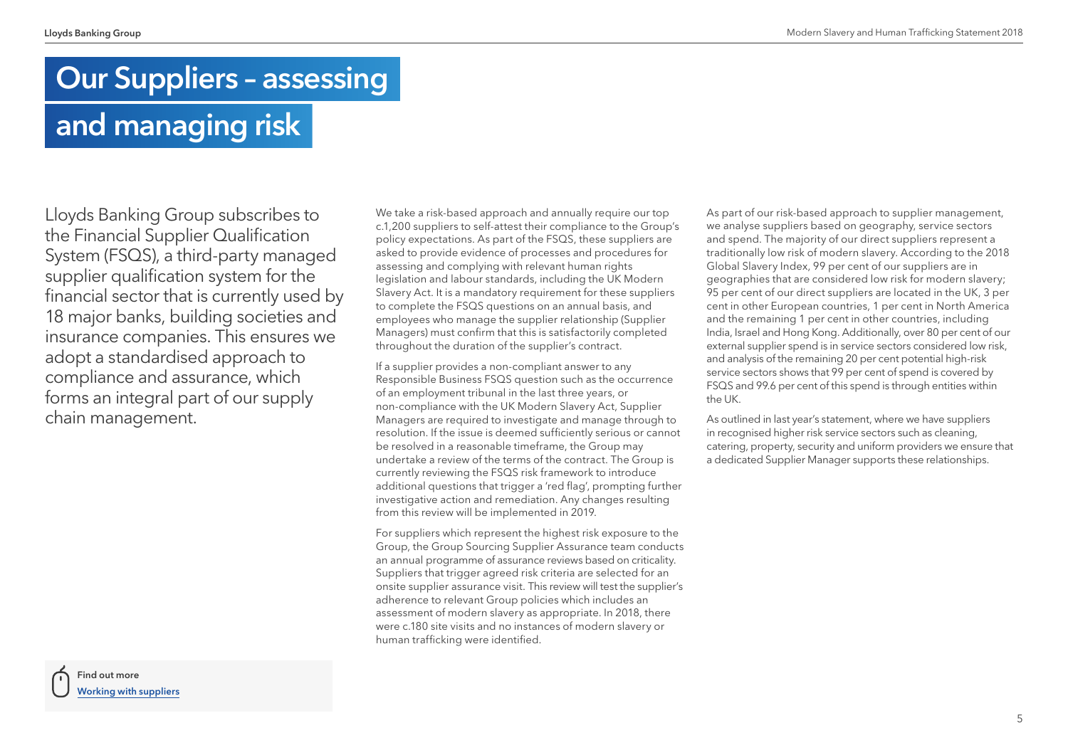# Our Suppliers – assessing and managing risk

Lloyds Banking Group subscribes to the Financial Supplier Qualification System (FSQS), a third-party managed supplier qualification system for the financial sector that is currently used by 18 major banks, building societies and insurance companies. This ensures we adopt a standardised approach to compliance and assurance, which forms an integral part of our supply chain management.

We take a risk-based approach and annually require our top c.1,200 suppliers to self-attest their compliance to the Group's policy expectations. As part of the FSQS, these suppliers are asked to provide evidence of processes and procedures for assessing and complying with relevant human rights legislation and labour standards, including the UK Modern Slavery Act. It is a mandatory requirement for these suppliers to complete the FSQS questions on an annual basis, and employees who manage the supplier relationship (Supplier Managers) must confirm that this is satisfactorily completed throughout the duration of the supplier's contract.

If a supplier provides a non-compliant answer to any Responsible Business FSQS question such as the occurrence of an employment tribunal in the last three years, or non-compliance with the UK Modern Slavery Act, Supplier Managers are required to investigate and manage through to resolution. If the issue is deemed sufficiently serious or cannot be resolved in a reasonable timeframe, the Group may undertake a review of the terms of the contract. The Group is currently reviewing the FSQS risk framework to introduce additional questions that trigger a 'red flag', prompting further investigative action and remediation. Any changes resulting from this review will be implemented in 2019.

For suppliers which represent the highest risk exposure to the Group, the Group Sourcing Supplier Assurance team conducts an annual programme of assurance reviews based on criticality. Suppliers that trigger agreed risk criteria are selected for an onsite supplier assurance visit. This review will test the supplier's adherence to relevant Group policies which includes an assessment of modern slavery as appropriate. In 2018, there were c.180 site visits and no instances of modern slavery or human trafficking were identified.

As part of our risk-based approach to supplier management, we analyse suppliers based on geography, service sectors and spend. The majority of our direct suppliers represent a traditionally low risk of modern slavery. According to the 2018 Global Slavery Index, 99 per cent of our suppliers are in geographies that are considered low risk for modern slavery; 95 per cent of our direct suppliers are located in the UK, 3 per cent in other European countries, 1 per cent in North America and the remaining 1 per cent in other countries, including India, Israel and Hong Kong. Additionally, over 80 per cent of our external supplier spend is in service sectors considered low risk, and analysis of the remaining 20 per cent potential high-risk service sectors shows that 99 per cent of spend is covered by FSQS and 99.6 per cent of this spend is through entities within the UK.

As outlined in last year's statement, where we have suppliers in recognised higher risk service sectors such as cleaning, catering, property, security and uniform providers we ensure that a dedicated Supplier Manager supports these relationships.

**Find out more**
[Working with suppliers]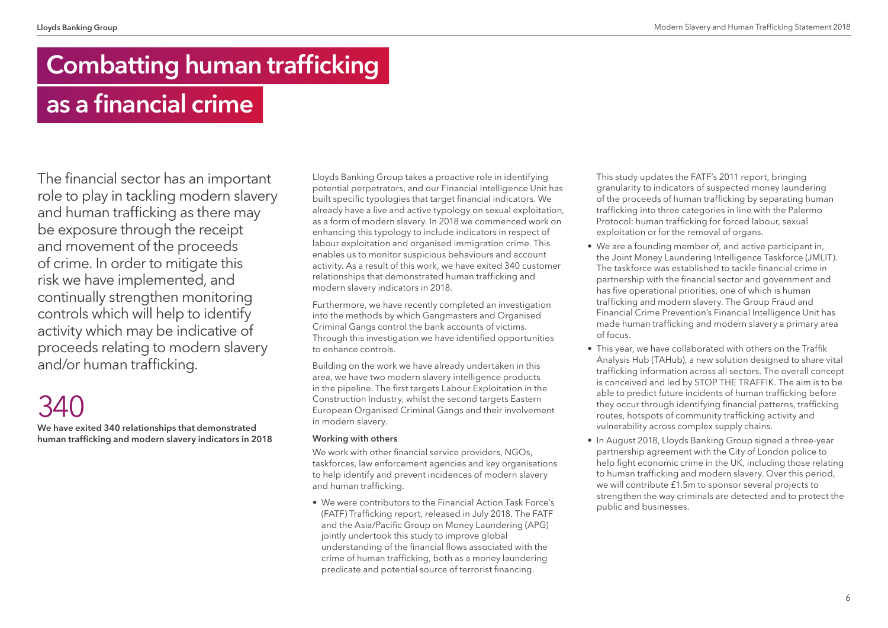# Combatting human trafficking as a financial crime

The financial sector has an important role to play in tackling modern slavery and human trafficking as there may be exposure through the receipt and movement of the proceeds of crime. In order to mitigate this risk we have implemented, and continually strengthen monitoring controls which will help to identify activity which may be indicative of proceeds relating to modern slavery and/or human trafficking.

340

**We have exited 340 relationships that demonstrated human trafficking and modern slavery indicators in 2018**

Lloyds Banking Group takes a proactive role in identifying potential perpetrators, and our Financial Intelligence Unit has built specific typologies that target financial indicators. We already have a live and active typology on sexual exploitation, as a form of modern slavery. In 2018 we commenced work on enhancing this typology to include indicators in respect of labour exploitation and organised immigration crime. This enables us to monitor suspicious behaviours and account activity. As a result of this work, we have exited 340 customer relationships that demonstrated human trafficking and modern slavery indicators in 2018.

Furthermore, we have recently completed an investigation into the methods by which Gangmasters and Organised Criminal Gangs control the bank accounts of victims. Through this investigation we have identified opportunities to enhance controls.

Building on the work we have already undertaken in this area, we have two modern slavery intelligence products in the pipeline. The first targets Labour Exploitation in the Construction Industry, whilst the second targets Eastern European Organised Criminal Gangs and their involvement in modern slavery.

### Working with others

We work with other financial service providers, NGOs, taskforces, law enforcement agencies and key organisations to help identify and prevent incidences of modern slavery and human trafficking.

- We were contributors to the Financial Action Task Force's (FATF) Trafficking report, released in July 2018. The FATF and the Asia/Pacific Group on Money Laundering (APG) jointly undertook this study to improve global understanding of the financial flows associated with the crime of human trafficking, both as a money laundering predicate and potential source of terrorist financing.

  This study updates the FATF's 2011 report, bringing granularity to indicators of suspected money laundering of the proceeds of human trafficking by separating human trafficking into three categories in line with the Palermo Protocol: human trafficking for forced labour, sexual exploitation or for the removal of organs.
- We are a founding member of, and active participant in, the Joint Money Laundering Intelligence Taskforce (JMLIT). The taskforce was established to tackle financial crime in partnership with the financial sector and government and has five operational priorities, one of which is human trafficking and modern slavery. The Group Fraud and Financial Crime Prevention's Financial Intelligence Unit has made human trafficking and modern slavery a primary area of focus.
- This year, we have collaborated with others on the Traffik Analysis Hub (TAHub), a new solution designed to share vital trafficking information across all sectors. The overall concept is conceived and led by STOP THE TRAFFIK. The aim is to be able to predict future incidents of human trafficking before they occur through identifying financial patterns, trafficking routes, hotspots of community trafficking activity and vulnerability across complex supply chains.
- In August 2018, Lloyds Banking Group signed a three-year partnership agreement with the City of London police to help fight economic crime in the UK, including those relating to human trafficking and modern slavery. Over this period, we will contribute £1.5m to sponsor several projects to strengthen the way criminals are detected and to protect the public and businesses.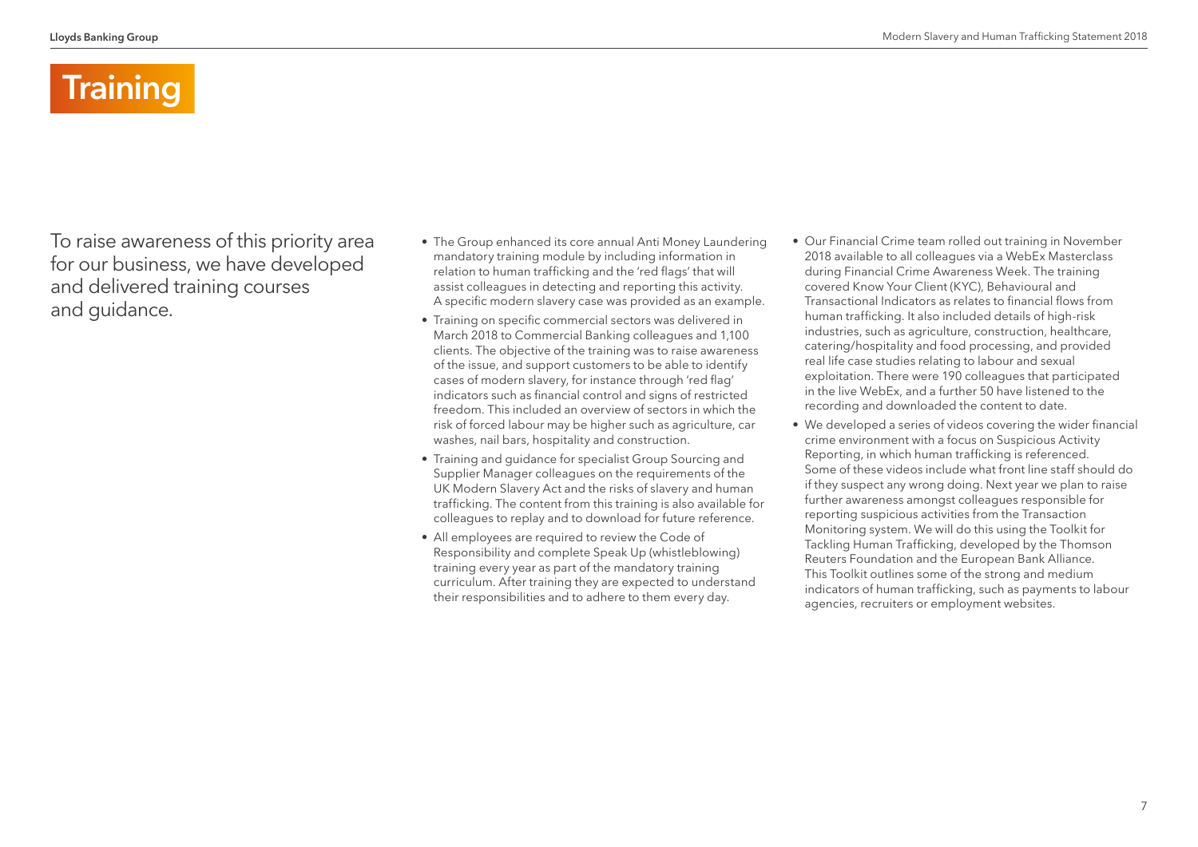# Training

To raise awareness of this priority area for our business, we have developed and delivered training courses and guidance.

- The Group enhanced its core annual Anti Money Laundering mandatory training module by including information in relation to human trafficking and the 'red flags' that will assist colleagues in detecting and reporting this activity. A specific modern slavery case was provided as an example.
- Training on specific commercial sectors was delivered in March 2018 to Commercial Banking colleagues and 1,100 clients. The objective of the training was to raise awareness of the issue, and support customers to be able to identify cases of modern slavery, for instance through 'red flag' indicators such as financial control and signs of restricted freedom. This included an overview of sectors in which the risk of forced labour may be higher such as agriculture, car washes, nail bars, hospitality and construction.
- Training and guidance for specialist Group Sourcing and Supplier Manager colleagues on the requirements of the UK Modern Slavery Act and the risks of slavery and human trafficking. The content from this training is also available for colleagues to replay and to download for future reference.
- All employees are required to review the Code of Responsibility and complete Speak Up (whistleblowing) training every year as part of the mandatory training curriculum. After training they are expected to understand their responsibilities and to adhere to them every day.
- Our Financial Crime team rolled out training in November 2018 available to all colleagues via a WebEx Masterclass during Financial Crime Awareness Week. The training covered Know Your Client (KYC), Behavioural and Transactional Indicators as relates to financial flows from human trafficking. It also included details of high-risk industries, such as agriculture, construction, healthcare, catering/hospitality and food processing, and provided real life case studies relating to labour and sexual exploitation. There were 190 colleagues that participated in the live WebEx, and a further 50 have listened to the recording and downloaded the content to date.
- We developed a series of videos covering the wider financial crime environment with a focus on Suspicious Activity Reporting, in which human trafficking is referenced. Some of these videos include what front line staff should do if they suspect any wrong doing. Next year we plan to raise further awareness amongst colleagues responsible for reporting suspicious activities from the Transaction Monitoring system. We will do this using the Toolkit for Tackling Human Trafficking, developed by the Thomson Reuters Foundation and the European Bank Alliance. This Toolkit outlines some of the strong and medium indicators of human trafficking, such as payments to labour agencies, recruiters or employment websites.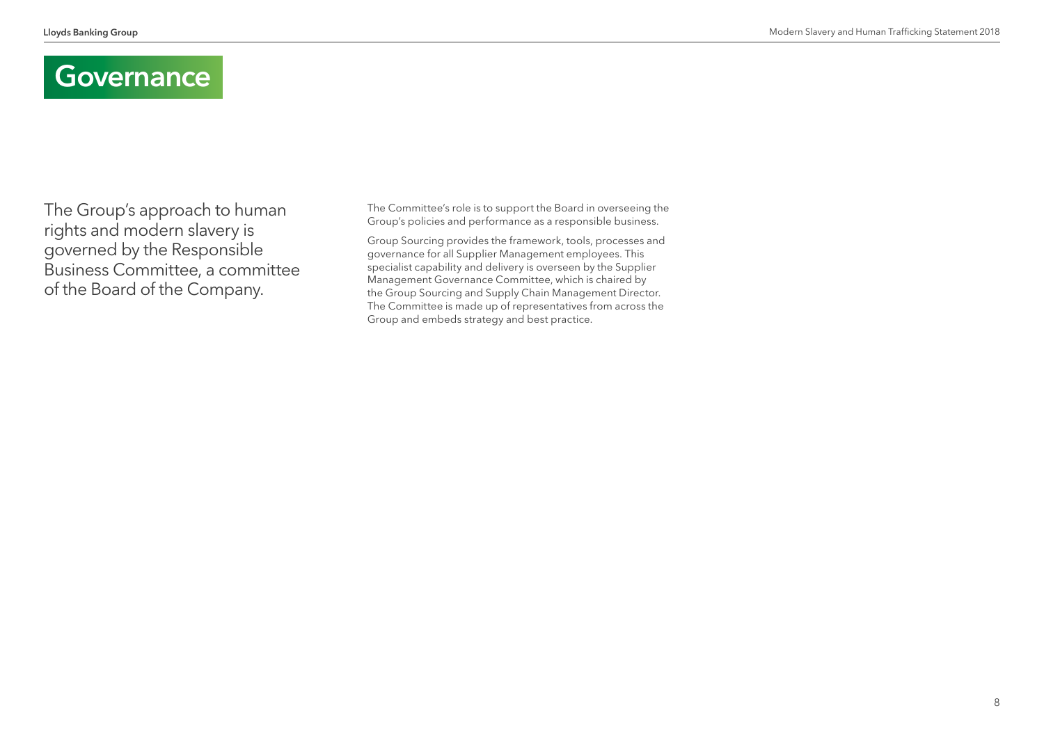# Governance

The Group's approach to human rights and modern slavery is governed by the Responsible Business Committee, a committee of the Board of the Company.

The Committee's role is to support the Board in overseeing the Group's policies and performance as a responsible business.

Group Sourcing provides the framework, tools, processes and governance for all Supplier Management employees. This specialist capability and delivery is overseen by the Supplier Management Governance Committee, which is chaired by the Group Sourcing and Supply Chain Management Director. The Committee is made up of representatives from across the Group and embeds strategy and best practice.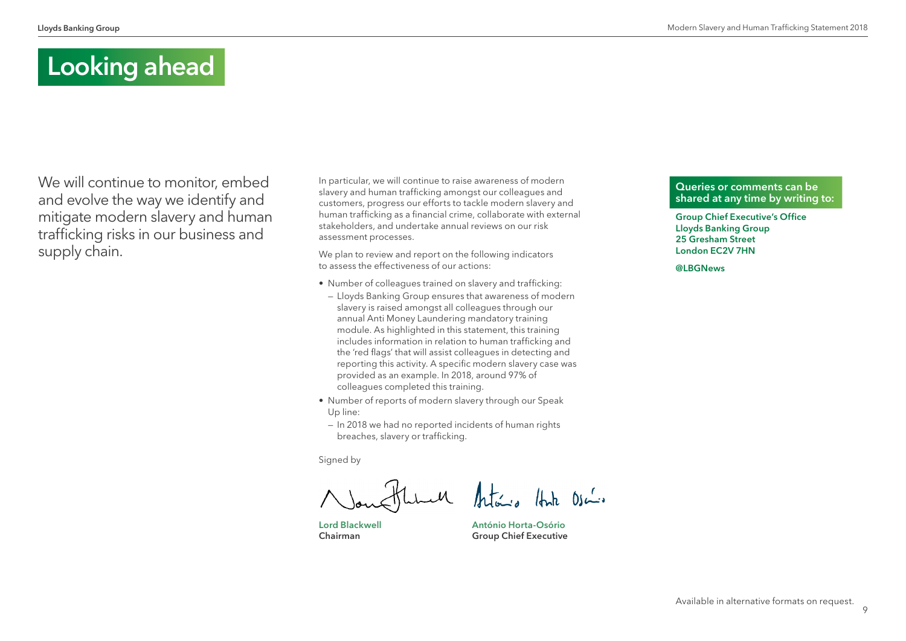# Looking ahead

We will continue to monitor, embed and evolve the way we identify and mitigate modern slavery and human trafficking risks in our business and supply chain.

In particular, we will continue to raise awareness of modern slavery and human trafficking amongst our colleagues and customers, progress our efforts to tackle modern slavery and human trafficking as a financial crime, collaborate with external stakeholders, and undertake annual reviews on our risk assessment processes.

We plan to review and report on the following indicators to assess the effectiveness of our actions:

- Number of colleagues trained on slavery and trafficking:
  - Lloyds Banking Group ensures that awareness of modern slavery is raised amongst all colleagues through our annual Anti Money Laundering mandatory training module. As highlighted in this statement, this training includes information in relation to human trafficking and the 'red flags' that will assist colleagues in detecting and reporting this activity. A specific modern slavery case was provided as an example. In 2018, around 97% of colleagues completed this training.
- Number of reports of modern slavery through our Speak Up line:
  - In 2018 we had no reported incidents of human rights breaches, slavery or trafficking.

Signed by

**Lord Blackwell**
**Chairman**

**António Horta-Osório**
**Group Chief Executive**

**Queries or comments can be shared at any time by writing to:**

**Group Chief Executive's Office**
**Lloyds Banking Group**
**25 Gresham Street**
**London EC2V 7HN**

**@LBGNews**

Available in alternative formats on request.